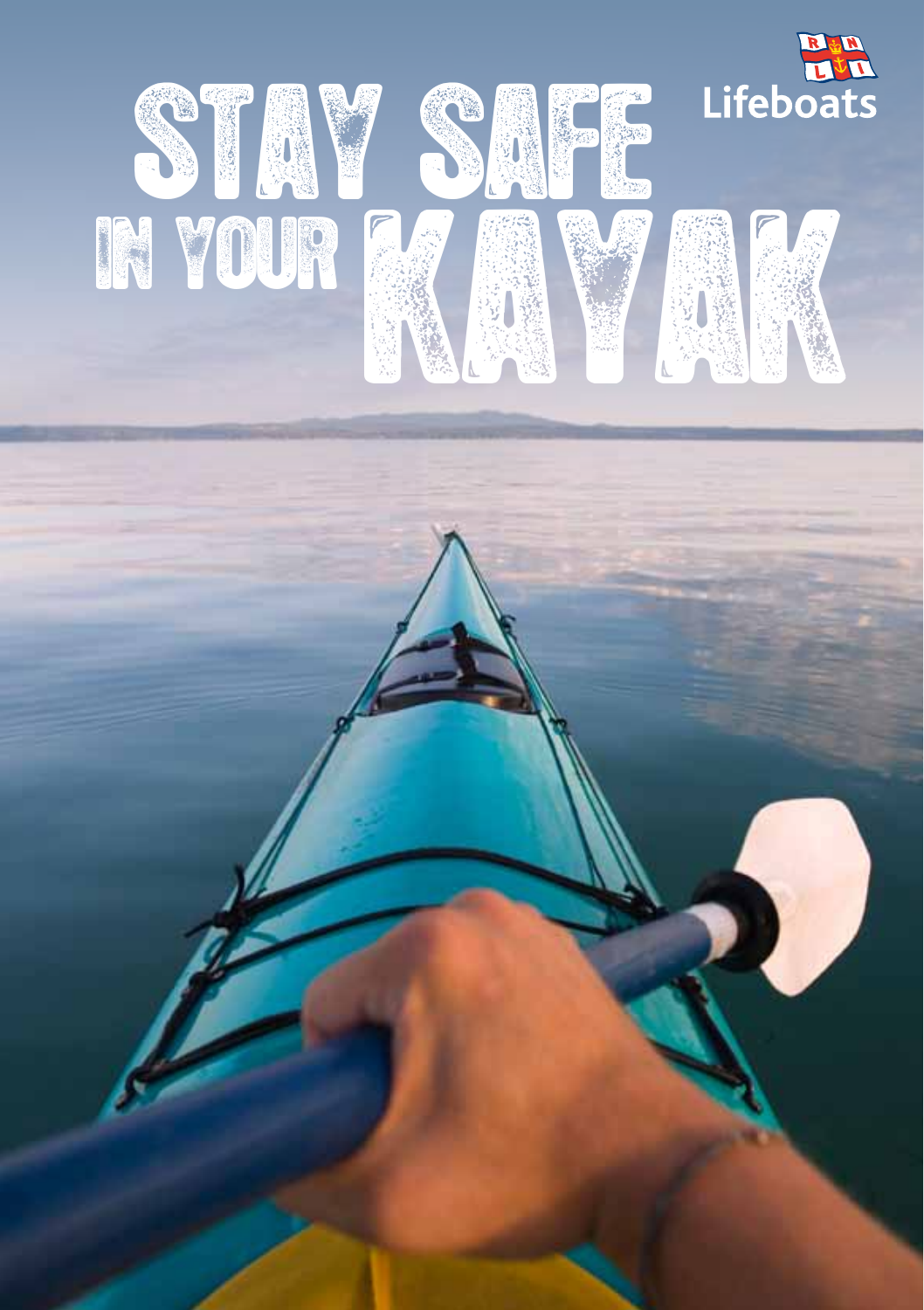# STAY SAFE IN YOUR KAYAK

RNLI Lifeboats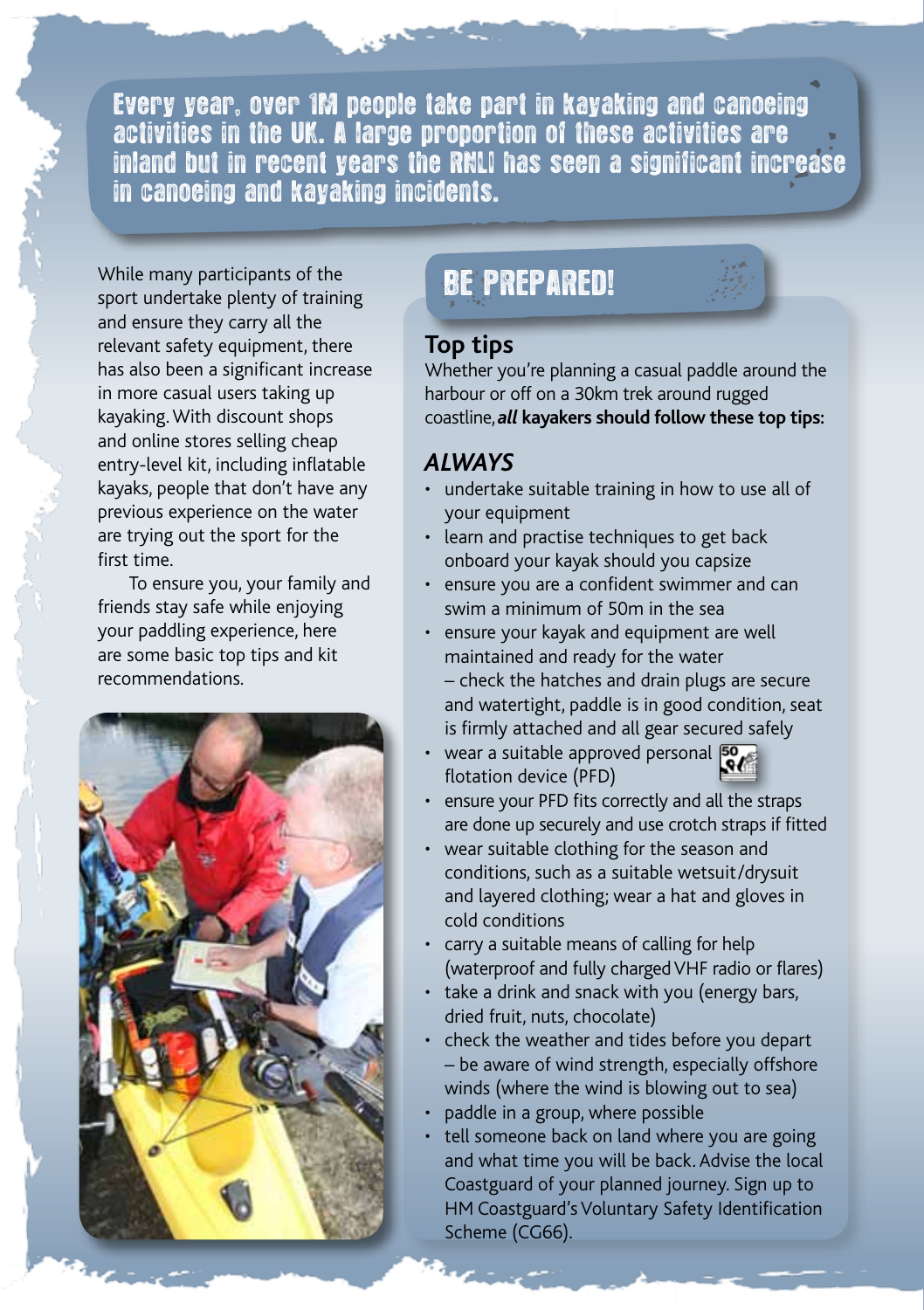Every year, over 1M people take part in kayaking and canoeing activities in the UK. A large proportion of these activities are inland but in recent years the RNLI has seen a significant increase in canoeing and kayaking incidents.

While many participants of the sport undertake plenty of training and ensure they carry all the relevant safety equipment, there has also been a significant increase in more casual users taking up kayaking. With discount shops and online stores selling cheap entry-level kit, including inflatable kayaks, people that don't have any previous experience on the water are trying out the sport for the first time.

To ensure you, your family and friends stay safe while enjoying your paddling experience, here are some basic top tips and kit recommendations.

## BE PREPARED!

### Top tips

Whether you're planning a casual paddle around the harbour or off on a 30km trek around rugged coastline, ***all*** **kayakers should follow these top tips:**

### *ALWAYS*

- undertake suitable training in how to use all of your equipment
- learn and practise techniques to get back onboard your kayak should you capsize
- ensure you are a confident swimmer and can swim a minimum of 50m in the sea
- ensure your kayak and equipment are well maintained and ready for the water – check the hatches and drain plugs are secure and watertight, paddle is in good condition, seat is firmly attached and all gear secured safely
- wear a suitable approved personal flotation device (PFD)
- ensure your PFD fits correctly and all the straps are done up securely and use crotch straps if fitted
- wear suitable clothing for the season and conditions, such as a suitable wetsuit/drysuit and layered clothing; wear a hat and gloves in cold conditions
- carry a suitable means of calling for help (waterproof and fully charged VHF radio or flares)
- take a drink and snack with you (energy bars, dried fruit, nuts, chocolate)
- check the weather and tides before you depart – be aware of wind strength, especially offshore winds (where the wind is blowing out to sea)
- paddle in a group, where possible
- tell someone back on land where you are going and what time you will be back. Advise the local Coastguard of your planned journey. Sign up to HM Coastguard's Voluntary Safety Identification Scheme (CG66).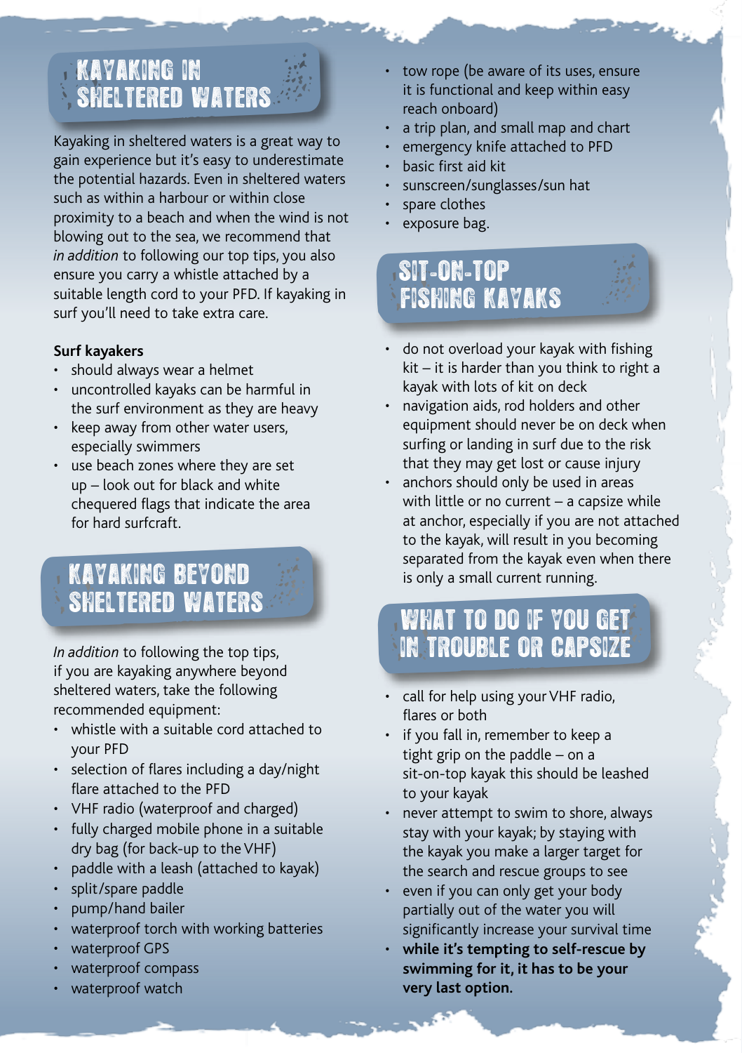## KAYAKING IN SHELTERED WATERS

Kayaking in sheltered waters is a great way to gain experience but it's easy to underestimate the potential hazards. Even in sheltered waters such as within a harbour or within close proximity to a beach and when the wind is not blowing out to the sea, we recommend that *in addition* to following our top tips, you also ensure you carry a whistle attached by a suitable length cord to your PFD. If kayaking in surf you'll need to take extra care.

**Surf kayakers**

- should always wear a helmet
- uncontrolled kayaks can be harmful in the surf environment as they are heavy
- keep away from other water users, especially swimmers
- use beach zones where they are set up – look out for black and white chequered flags that indicate the area for hard surfcraft.

## KAYAKING BEYOND SHELTERED WATERS

*In addition* to following the top tips, if you are kayaking anywhere beyond sheltered waters, take the following recommended equipment:

- whistle with a suitable cord attached to your PFD
- selection of flares including a day/night flare attached to the PFD
- VHF radio (waterproof and charged)
- fully charged mobile phone in a suitable dry bag (for back-up to the VHF)
- paddle with a leash (attached to kayak)
- split/spare paddle
- pump/hand bailer
- waterproof torch with working batteries
- waterproof GPS
- waterproof compass
- waterproof watch
- tow rope (be aware of its uses, ensure it is functional and keep within easy reach onboard)
- a trip plan, and small map and chart
- emergency knife attached to PFD
- basic first aid kit
- sunscreen/sunglasses/sun hat
- spare clothes
- exposure bag.

## SIT-ON-TOP FISHING KAYAKS

- do not overload your kayak with fishing kit – it is harder than you think to right a kayak with lots of kit on deck
- navigation aids, rod holders and other equipment should never be on deck when surfing or landing in surf due to the risk that they may get lost or cause injury
- anchors should only be used in areas with little or no current – a capsize while at anchor, especially if you are not attached to the kayak, will result in you becoming separated from the kayak even when there is only a small current running.

## WHAT TO DO IF YOU GET IN TROUBLE OR CAPSIZE

- call for help using your VHF radio, flares or both
- if you fall in, remember to keep a tight grip on the paddle – on a sit-on-top kayak this should be leashed to your kayak
- never attempt to swim to shore, always stay with your kayak; by staying with the kayak you make a larger target for the search and rescue groups to see
- even if you can only get your body partially out of the water you will significantly increase your survival time
- **while it's tempting to self-rescue by swimming for it, it has to be your very last option.**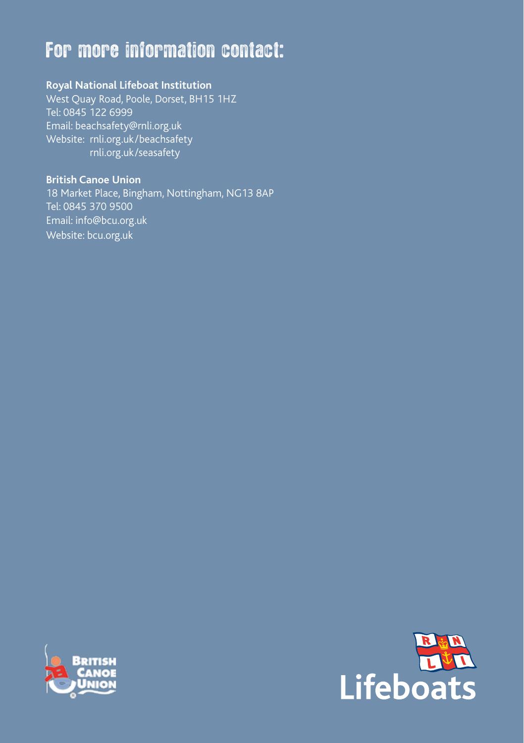# For more information contact:

**Royal National Lifeboat Institution**
West Quay Road, Poole, Dorset, BH15 1HZ
Tel: 0845 122 6999
Email: beachsafety@rnli.org.uk
Website: rnli.org.uk/beachsafety
rnli.org.uk/seasafety

**British Canoe Union**
18 Market Place, Bingham, Nottingham, NG13 8AP
Tel: 0845 370 9500
Email: info@bcu.org.uk
Website: bcu.org.uk